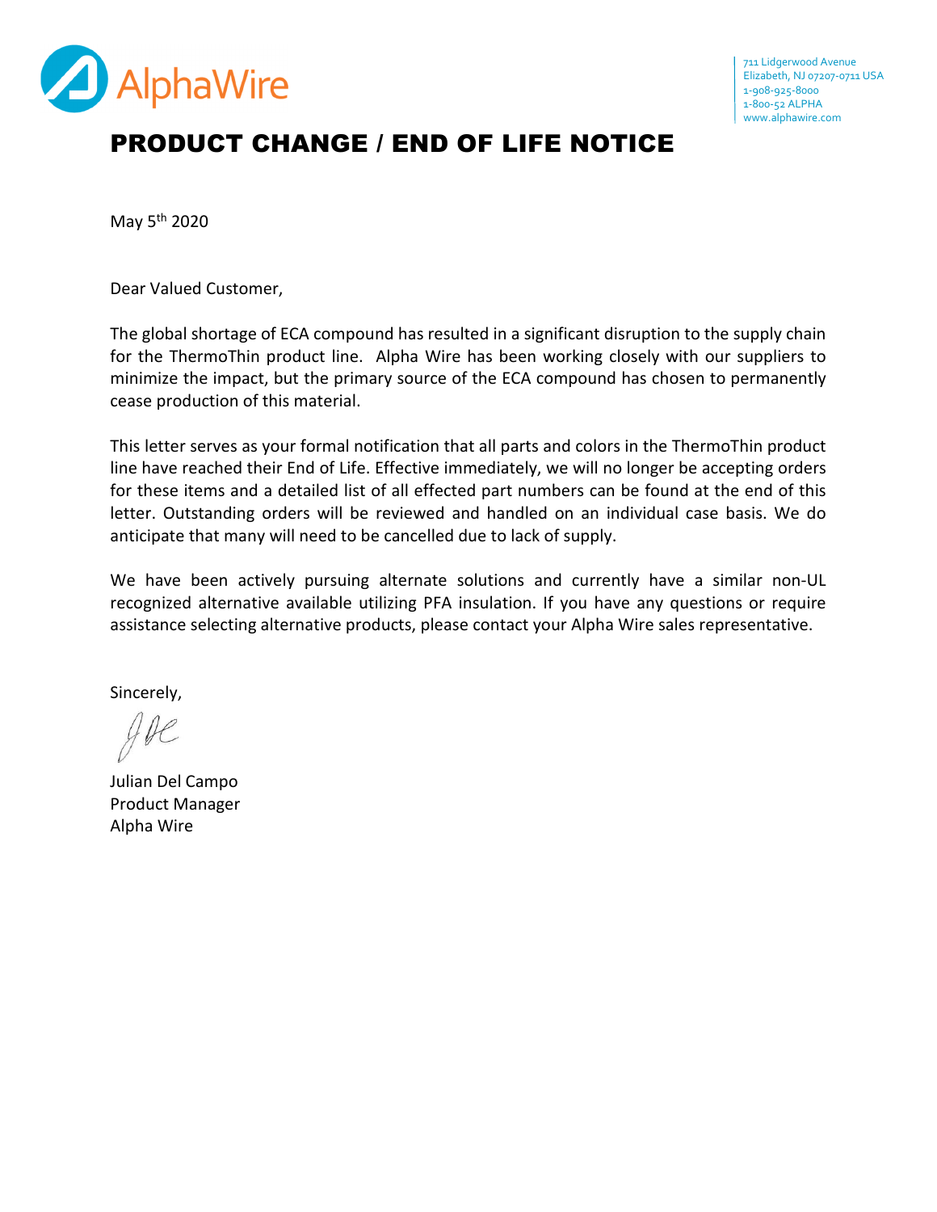AlphaWire

711 Lidgerwood Avenue
Elizabeth, NJ 07207-0711 USA
1-908-925-8000
1-800-52 ALPHA
www.alphawire.com

# PRODUCT CHANGE / END OF LIFE NOTICE

May 5th 2020

Dear Valued Customer,

The global shortage of ECA compound has resulted in a significant disruption to the supply chain for the ThermoThin product line. Alpha Wire has been working closely with our suppliers to minimize the impact, but the primary source of the ECA compound has chosen to permanently cease production of this material.

This letter serves as your formal notification that all parts and colors in the ThermoThin product line have reached their End of Life. Effective immediately, we will no longer be accepting orders for these items and a detailed list of all effected part numbers can be found at the end of this letter. Outstanding orders will be reviewed and handled on an individual case basis. We do anticipate that many will need to be cancelled due to lack of supply.

We have been actively pursuing alternate solutions and currently have a similar non-UL recognized alternative available utilizing PFA insulation. If you have any questions or require assistance selecting alternative products, please contact your Alpha Wire sales representative.

Sincerely,

Julian Del Campo
Product Manager
Alpha Wire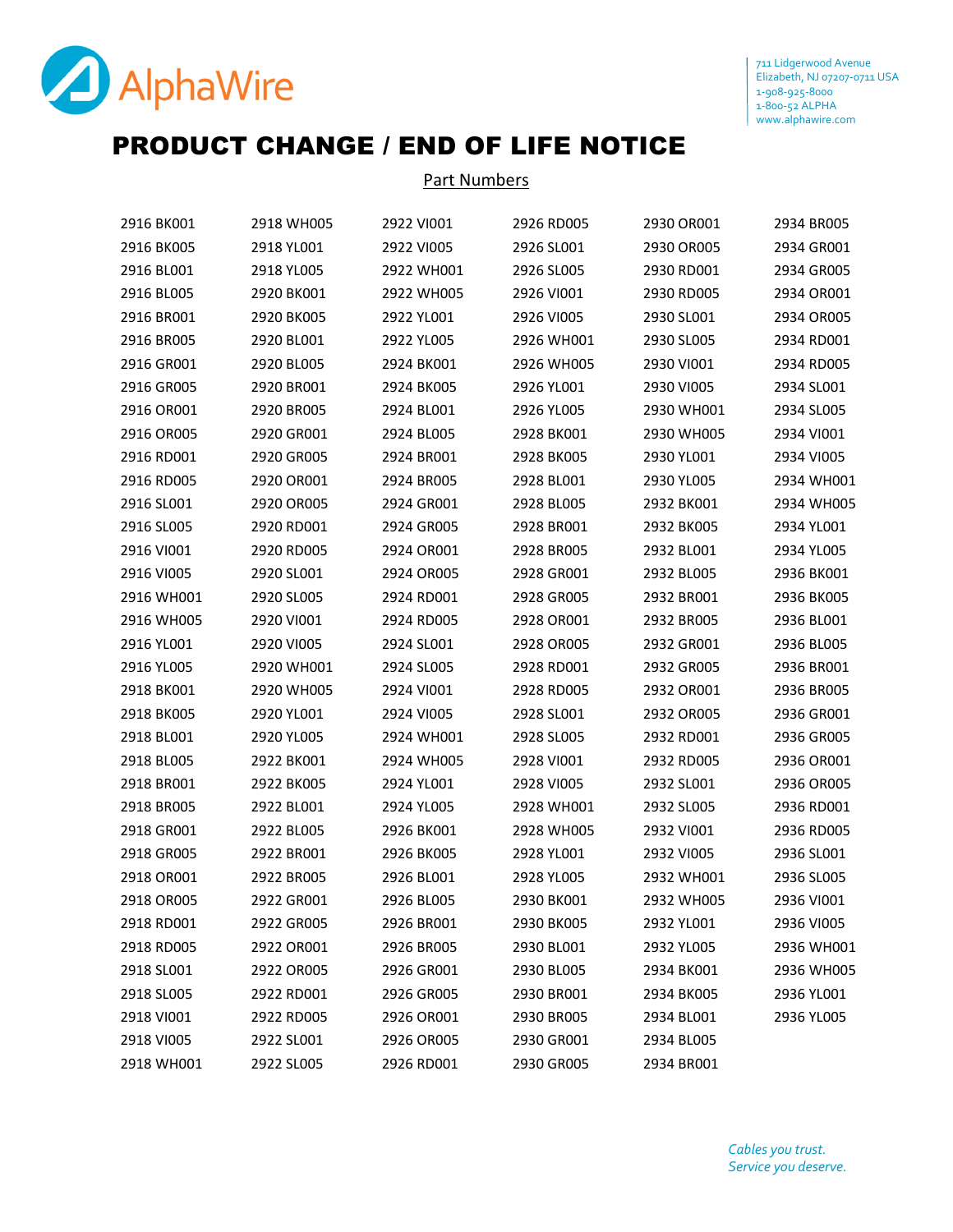# PRODUCT CHANGE / END OF LIFE NOTICE

Part Numbers

| | | | | | |
|---|---|---|---|---|---|
| 2916 BK001 | 2918 WH005 | 2922 VI001 | 2926 RD005 | 2930 OR001 | 2934 BR005 |
| 2916 BK005 | 2918 YL001 | 2922 VI005 | 2926 SL001 | 2930 OR005 | 2934 GR001 |
| 2916 BL001 | 2918 YL005 | 2922 WH001 | 2926 SL005 | 2930 RD001 | 2934 GR005 |
| 2916 BL005 | 2920 BK001 | 2922 WH005 | 2926 VI001 | 2930 RD005 | 2934 OR001 |
| 2916 BR001 | 2920 BK005 | 2922 YL001 | 2926 VI005 | 2930 SL001 | 2934 OR005 |
| 2916 BR005 | 2920 BL001 | 2922 YL005 | 2926 WH001 | 2930 SL005 | 2934 RD001 |
| 2916 GR001 | 2920 BL005 | 2924 BK001 | 2926 WH005 | 2930 VI001 | 2934 RD005 |
| 2916 GR005 | 2920 BR001 | 2924 BK005 | 2926 YL001 | 2930 VI005 | 2934 SL001 |
| 2916 OR001 | 2920 BR005 | 2924 BL001 | 2926 YL005 | 2930 WH001 | 2934 SL005 |
| 2916 OR005 | 2920 GR001 | 2924 BL005 | 2928 BK001 | 2930 WH005 | 2934 VI001 |
| 2916 RD001 | 2920 GR005 | 2924 BR001 | 2928 BK005 | 2930 YL001 | 2934 VI005 |
| 2916 RD005 | 2920 OR001 | 2924 BR005 | 2928 BL001 | 2930 YL005 | 2934 WH001 |
| 2916 SL001 | 2920 OR005 | 2924 GR001 | 2928 BL005 | 2932 BK001 | 2934 WH005 |
| 2916 SL005 | 2920 RD001 | 2924 GR005 | 2928 BR001 | 2932 BK005 | 2934 YL001 |
| 2916 VI001 | 2920 RD005 | 2924 OR001 | 2928 BR005 | 2932 BL001 | 2934 YL005 |
| 2916 VI005 | 2920 SL001 | 2924 OR005 | 2928 GR001 | 2932 BL005 | 2936 BK001 |
| 2916 WH001 | 2920 SL005 | 2924 RD001 | 2928 GR005 | 2932 BR001 | 2936 BK005 |
| 2916 WH005 | 2920 VI001 | 2924 RD005 | 2928 OR001 | 2932 BR005 | 2936 BL001 |
| 2916 YL001 | 2920 VI005 | 2924 SL001 | 2928 OR005 | 2932 GR001 | 2936 BL005 |
| 2916 YL005 | 2920 WH001 | 2924 SL005 | 2928 RD001 | 2932 GR005 | 2936 BR001 |
| 2918 BK001 | 2920 WH005 | 2924 VI001 | 2928 RD005 | 2932 OR001 | 2936 BR005 |
| 2918 BK005 | 2920 YL001 | 2924 VI005 | 2928 SL001 | 2932 OR005 | 2936 GR001 |
| 2918 BL001 | 2920 YL005 | 2924 WH001 | 2928 SL005 | 2932 RD001 | 2936 GR005 |
| 2918 BL005 | 2922 BK001 | 2924 WH005 | 2928 VI001 | 2932 RD005 | 2936 OR001 |
| 2918 BR001 | 2922 BK005 | 2924 YL001 | 2928 VI005 | 2932 SL001 | 2936 OR005 |
| 2918 BR005 | 2922 BL001 | 2924 YL005 | 2928 WH001 | 2932 SL005 | 2936 RD001 |
| 2918 GR001 | 2922 BL005 | 2926 BK001 | 2928 WH005 | 2932 VI001 | 2936 RD005 |
| 2918 GR005 | 2922 BR001 | 2926 BK005 | 2928 YL001 | 2932 VI005 | 2936 SL001 |
| 2918 OR001 | 2922 BR005 | 2926 BL001 | 2928 YL005 | 2932 WH001 | 2936 SL005 |
| 2918 OR005 | 2922 GR001 | 2926 BL005 | 2930 BK001 | 2932 WH005 | 2936 VI001 |
| 2918 RD001 | 2922 GR005 | 2926 BR001 | 2930 BK005 | 2932 YL001 | 2936 VI005 |
| 2918 RD005 | 2922 OR001 | 2926 BR005 | 2930 BL001 | 2932 YL005 | 2936 WH001 |
| 2918 SL001 | 2922 OR005 | 2926 GR001 | 2930 BL005 | 2934 BK001 | 2936 WH005 |
| 2918 SL005 | 2922 RD001 | 2926 GR005 | 2930 BR001 | 2934 BK005 | 2936 YL001 |
| 2918 VI001 | 2922 RD005 | 2926 OR001 | 2930 BR005 | 2934 BL001 | 2936 YL005 |
| 2918 VI005 | 2922 SL001 | 2926 OR005 | 2930 GR001 | 2934 BL005 | |
| 2918 WH001 | 2922 SL005 | 2926 RD001 | 2930 GR005 | 2934 BR001 | |